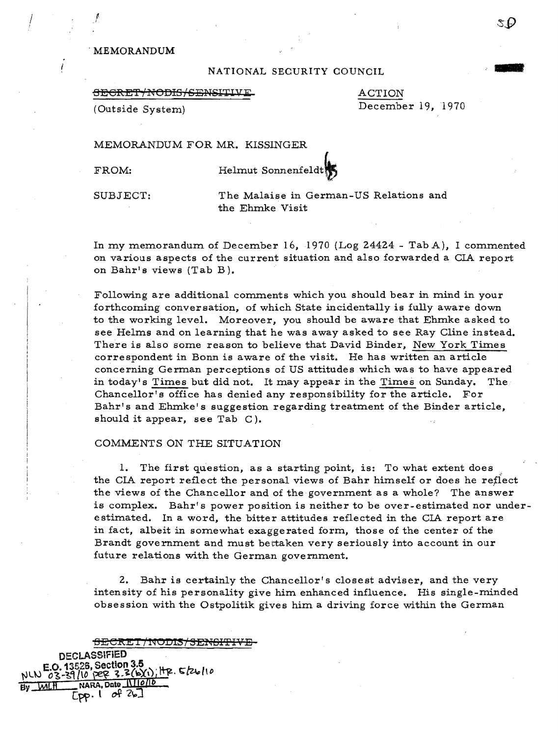MEMORANDUM

NATIONAL SECURITY COUNCIL

~~SECRET/NODIS/SENSITIVE~~

(Outside System)

ACTION

December 19, 1970

MEMORANDUM FOR MR. KISSINGER

FROM: Helmut Sonnenfeldt

SUBJECT: The Malaise in German-US Relations and the Ehmke Visit

In my memorandum of December 16, 1970 (Log 24424 - Tab A), I commented on various aspects of the current situation and also forwarded a CIA report on Bahr's views (Tab B).

Following are additional comments which you should bear in mind in your forthcoming conversation, of which State incidentally is fully aware down to the working level. Moreover, you should be aware that Ehmke asked to see Helms and on learning that he was away asked to see Ray Cline instead. There is also some reason to believe that David Binder, New York Times correspondent in Bonn is aware of the visit. He has written an article concerning German perceptions of US attitudes which was to have appeared in today's Times but did not. It may appear in the Times on Sunday. The Chancellor's office has denied any responsibility for the article. For Bahr's and Ehmke's suggestion regarding treatment of the Binder article, should it appear, see Tab C).

COMMENTS ON THE SITUATION

1. The first question, as a starting point, is: To what extent does the CIA report reflect the personal views of Bahr himself or does he reflect the views of the Chancellor and of the government as a whole? The answer is complex. Bahr's power position is neither to be over-estimated nor under-estimated. In a word, the bitter attitudes reflected in the CIA report are in fact, albeit in somewhat exaggerated form, those of the center of the Brandt government and must be taken very seriously into account in our future relations with the German government.

2. Bahr is certainly the Chancellor's closest adviser, and the very intensity of his personality give him enhanced influence. His single-minded obsession with the Ostpolitik gives him a driving force within the German

~~SECRET/NODIS/SENSITIVE~~

DECLASSIFIED
E.O. 13526, Section 3.5
NLN 03-39/10 per 3.3(b)(1); HR. 5/26/10
By WLH NARA, Date 11/10/10
[pp. 1 of 26]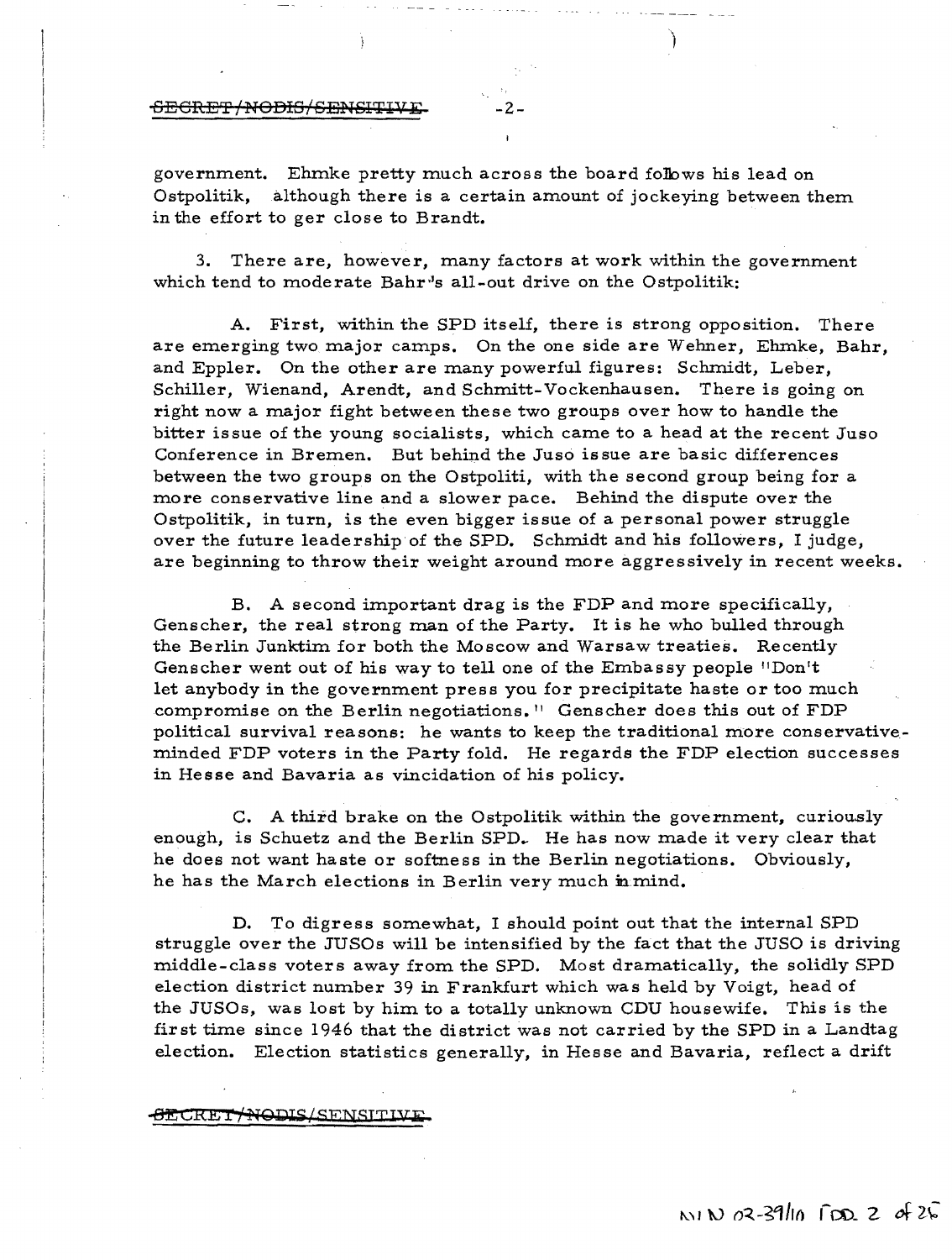government. Ehmke pretty much across the board follows his lead on Ostpolitik, although there is a certain amount of jockeying between them in the effort to ger close to Brandt.

3. There are, however, many factors at work within the government which tend to moderate Bahr's all-out drive on the Ostpolitik:

A. First, within the SPD itself, there is strong opposition. There are emerging two major camps. On the one side are Wehner, Ehmke, Bahr, and Eppler. On the other are many powerful figures: Schmidt, Leber, Schiller, Wienand, Arendt, and Schmitt-Vockenhausen. There is going on right now a major fight between these two groups over how to handle the bitter issue of the young socialists, which came to a head at the recent Juso Conference in Bremen. But behind the Juso issue are basic differences between the two groups on the Ostpoliti, with the second group being for a more conservative line and a slower pace. Behind the dispute over the Ostpolitik, in turn, is the even bigger issue of a personal power struggle over the future leadership of the SPD. Schmidt and his followers, I judge, are beginning to throw their weight around more aggressively in recent weeks.

B. A second important drag is the FDP and more specifically, Genscher, the real strong man of the Party. It is he who bulled through the Berlin Junktim for both the Moscow and Warsaw treaties. Recently Genscher went out of his way to tell one of the Embassy people "Don't let anybody in the government press you for precipitate haste or too much compromise on the Berlin negotiations." Genscher does this out of FDP political survival reasons: he wants to keep the traditional more conservative-minded FDP voters in the Party fold. He regards the FDP election successes in Hesse and Bavaria as vincidation of his policy.

C. A third brake on the Ostpolitik within the government, curiously enough, is Schuetz and the Berlin SPD. He has now made it very clear that he does not want haste or softness in the Berlin negotiations. Obviously, he has the March elections in Berlin very much in mind.

D. To digress somewhat, I should point out that the internal SPD struggle over the JUSOs will be intensified by the fact that the JUSO is driving middle-class voters away from the SPD. Most dramatically, the solidly SPD election district number 39 in Frankfurt which was held by Voigt, head of the JUSOs, was lost by him to a totally unknown CDU housewife. This is the first time since 1946 that the district was not carried by the SPD in a Landtag election. Election statistics generally, in Hesse and Bavaria, reflect a drift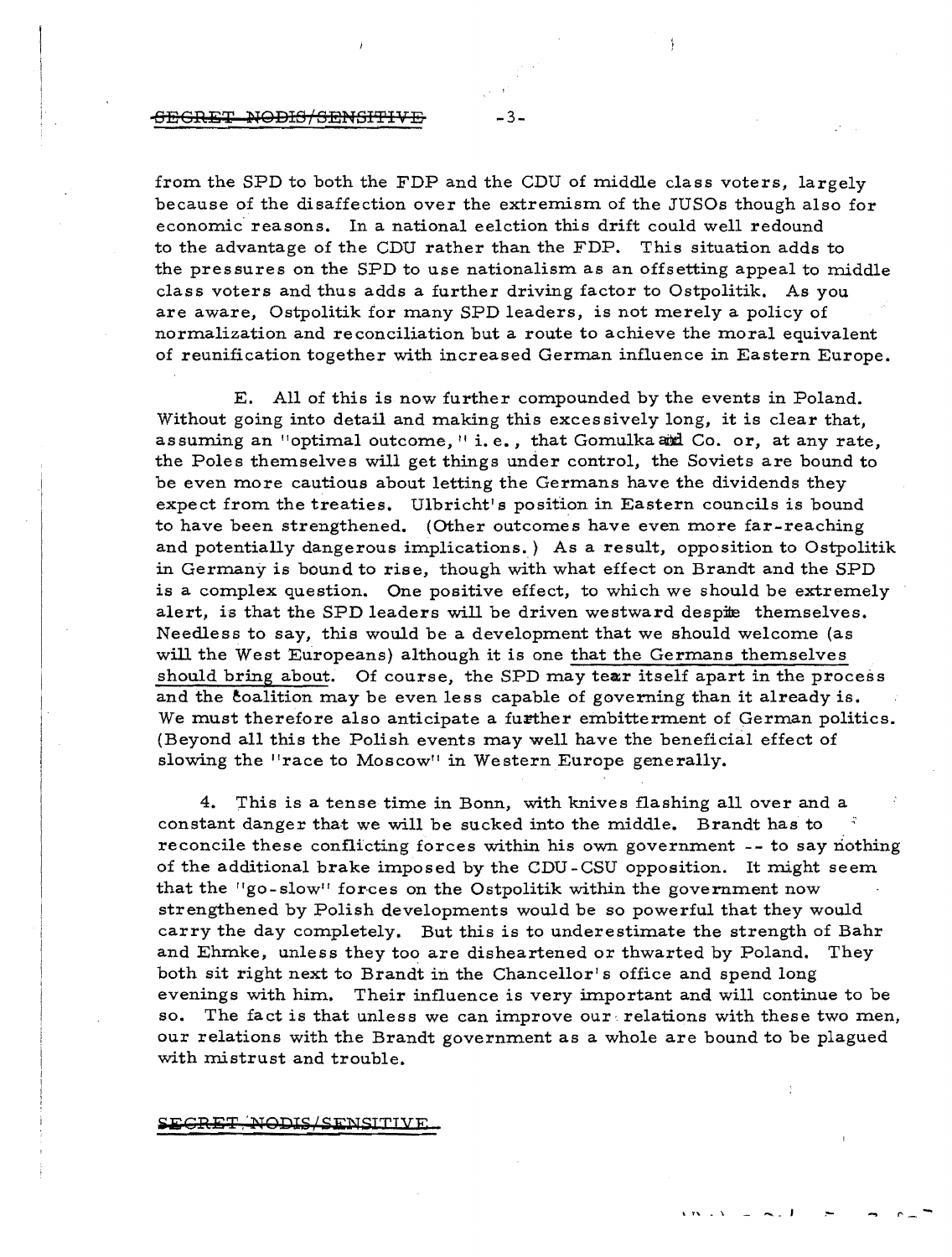from the SPD to both the FDP and the CDU of middle class voters, largely because of the disaffection over the extremism of the JUSOs though also for economic reasons. In a national eelction this drift could well redound to the advantage of the CDU rather than the FDP. This situation adds to the pressures on the SPD to use nationalism as an offsetting appeal to middle class voters and thus adds a further driving factor to Ostpolitik. As you are aware, Ostpolitik for many SPD leaders, is not merely a policy of normalization and reconciliation but a route to achieve the moral equivalent of reunification together with increased German influence in Eastern Europe.

E. All of this is now further compounded by the events in Poland. Without going into detail and making this excessively long, it is clear that, assuming an "optimal outcome," i.e., that Gomulka and Co. or, at any rate, the Poles themselves will get things under control, the Soviets are bound to be even more cautious about letting the Germans have the dividends they expect from the treaties. Ulbricht's position in Eastern councils is bound to have been strengthened. (Other outcomes have even more far-reaching and potentially dangerous implications.) As a result, opposition to Ostpolitik in Germany is bound to rise, though with what effect on Brandt and the SPD is a complex question. One positive effect, to which we should be extremely alert, is that the SPD leaders will be driven westward despite themselves. Needless to say, this would be a development that we should welcome (as will the West Europeans) although it is one that the Germans themselves should bring about. Of course, the SPD may tear itself apart in the process and the coalition may be even less capable of governing than it already is. We must therefore also anticipate a further embitterment of German politics. (Beyond all this the Polish events may well have the beneficial effect of slowing the "race to Moscow" in Western Europe generally.

4. This is a tense time in Bonn, with knives flashing all over and a constant danger that we will be sucked into the middle. Brandt has to reconcile these conflicting forces within his own government -- to say nothing of the additional brake imposed by the CDU-CSU opposition. It might seem that the "go-slow" forces on the Ostpolitik within the government now strengthened by Polish developments would be so powerful that they would carry the day completely. But this is to underestimate the strength of Bahr and Ehmke, unless they too are disheartened or thwarted by Poland. They both sit right next to Brandt in the Chancellor's office and spend long evenings with him. Their influence is very important and will continue to be so. The fact is that unless we can improve our relations with these two men, our relations with the Brandt government as a whole are bound to be plagued with mistrust and trouble.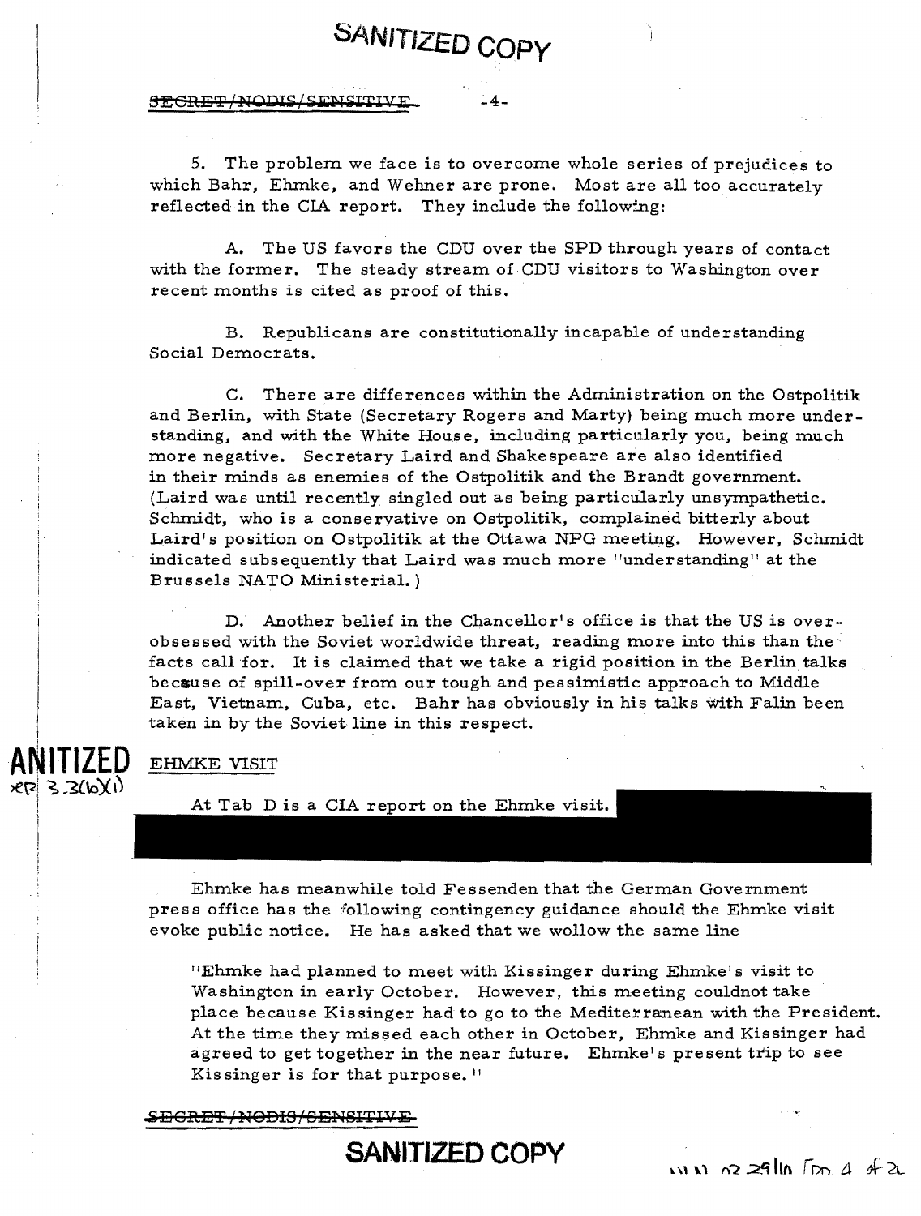5. The problem we face is to overcome whole series of prejudices to which Bahr, Ehmke, and Wehner are prone. Most are all too accurately reflected in the CIA report. They include the following:

A. The US favors the CDU over the SPD through years of contact with the former. The steady stream of CDU visitors to Washington over recent months is cited as proof of this.

B. Republicans are constitutionally incapable of understanding Social Democrats.

C. There are differences within the Administration on the Ostpolitik and Berlin, with State (Secretary Rogers and Marty) being much more understanding, and with the White House, including particularly you, being much more negative. Secretary Laird and Shakespeare are also identified in their minds as enemies of the Ostpolitik and the Brandt government. (Laird was until recently singled out as being particularly unsympathetic. Schmidt, who is a conservative on Ostpolitik, complained bitterly about Laird's position on Ostpolitik at the Ottawa NPG meeting. However, Schmidt indicated subsequently that Laird was much more "understanding" at the Brussels NATO Ministerial.)

D. Another belief in the Chancellor's office is that the US is over-obsessed with the Soviet worldwide threat, reading more into this than the facts call for. It is claimed that we take a rigid position in the Berlin talks because of spill-over from our tough and pessimistic approach to Middle East, Vietnam, Cuba, etc. Bahr has obviously in his talks with Falin been taken in by the Soviet line in this respect.

SANITIZED
EO 3.3(b)(1)

EHMKE VISIT

At Tab D is a CIA report on the Ehmke visit. [REDACTED]

Ehmke has meanwhile told Fessenden that the German Government press office has the following contingency guidance should the Ehmke visit evoke public notice. He has asked that we wollow the same line

"Ehmke had planned to meet with Kissinger during Ehmke's visit to Washington in early October. However, this meeting couldnot take place because Kissinger had to go to the Mediterranean with the President. At the time they missed each other in October, Ehmke and Kissinger had agreed to get together in the near future. Ehmke's present trip to see Kissinger is for that purpose."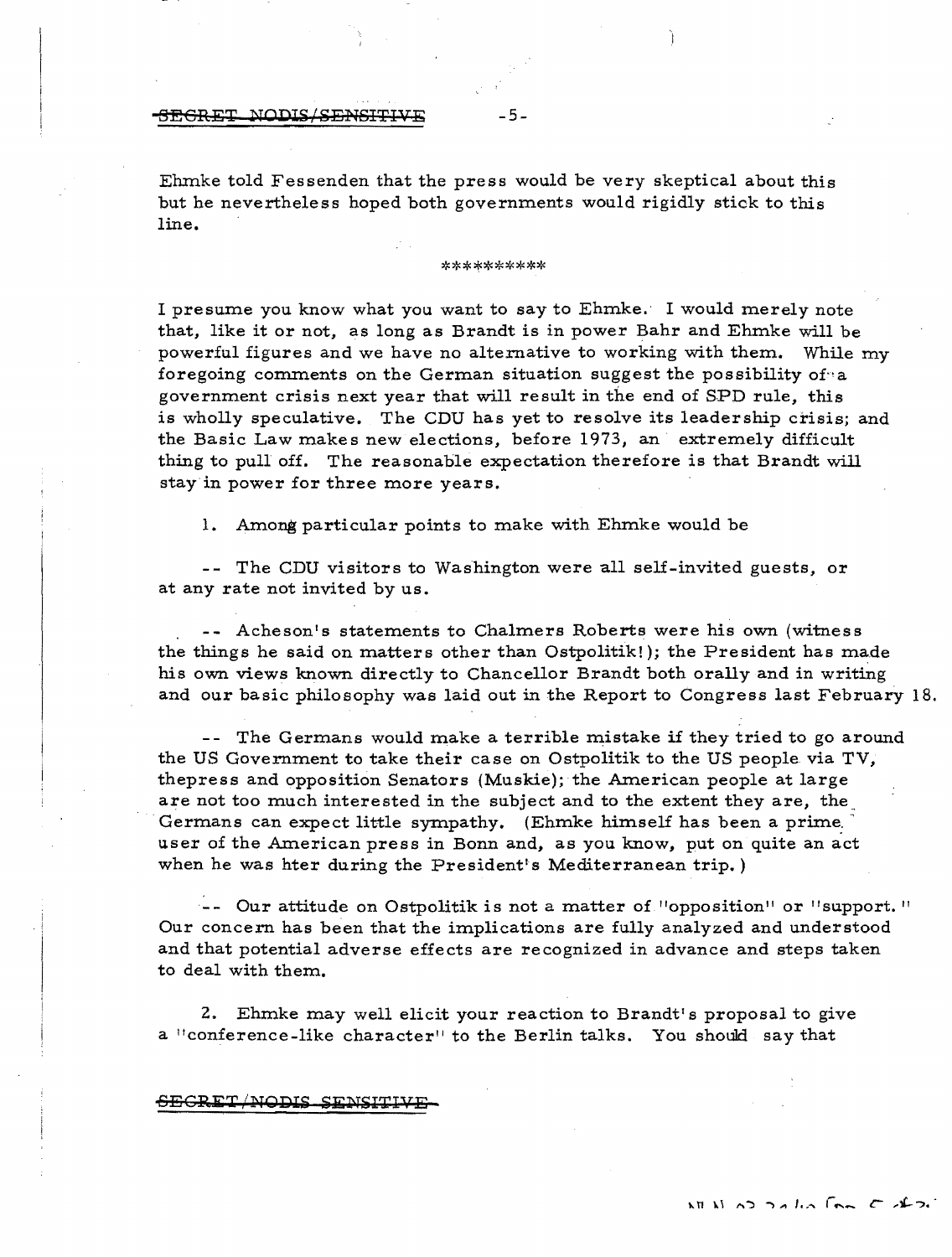Ehmke told Fessenden that the press would be very skeptical about this but he nevertheless hoped both governments would rigidly stick to this line.

**********

I presume you know what you want to say to Ehmke. I would merely note that, like it or not, as long as Brandt is in power Bahr and Ehmke will be powerful figures and we have no alternative to working with them. While my foregoing comments on the German situation suggest the possibility of a government crisis next year that will result in the end of SPD rule, this is wholly speculative. The CDU has yet to resolve its leadership crisis; and the Basic Law makes new elections, before 1973, an extremely difficult thing to pull off. The reasonable expectation therefore is that Brandt will stay in power for three more years.

1. Among particular points to make with Ehmke would be

-- The CDU visitors to Washington were all self-invited guests, or at any rate not invited by us.

-- Acheson's statements to Chalmers Roberts were his own (witness the things he said on matters other than Ostpolitik!); the President has made his own views known directly to Chancellor Brandt both orally and in writing and our basic philosophy was laid out in the Report to Congress last February 18.

-- The Germans would make a terrible mistake if they tried to go around the US Government to take their case on Ostpolitik to the US people via TV, thepress and opposition Senators (Muskie); the American people at large are not too much interested in the subject and to the extent they are, the Germans can expect little sympathy. (Ehmke himself has been a prime user of the American press in Bonn and, as you know, put on quite an act when he was hter during the President's Mediterranean trip.)

-- Our attitude on Ostpolitik is not a matter of "opposition" or "support." Our concern has been that the implications are fully analyzed and understood and that potential adverse effects are recognized in advance and steps taken to deal with them.

2. Ehmke may well elicit your reaction to Brandt's proposal to give a "conference-like character" to the Berlin talks. You should say that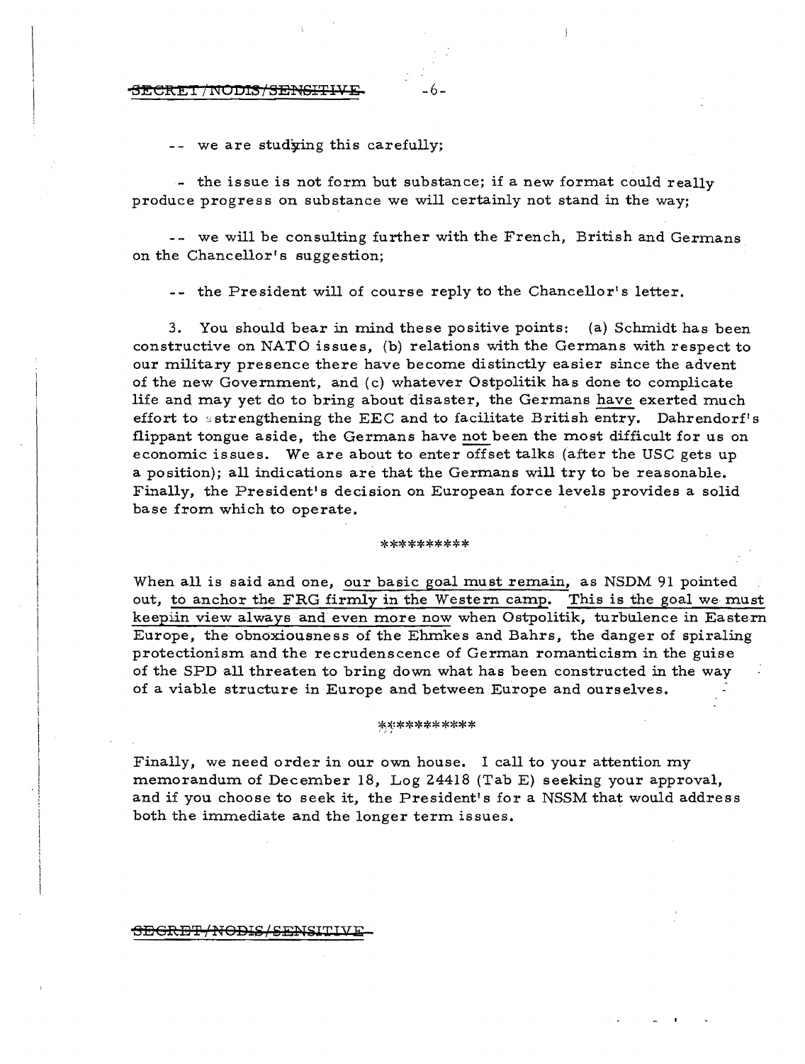-- we are studying this carefully;

- the issue is not form but substance; if a new format could really produce progress on substance we will certainly not stand in the way;

-- we will be consulting further with the French, British and Germans on the Chancellor's suggestion;

-- the President will of course reply to the Chancellor's letter.

3. You should bear in mind these positive points: (a) Schmidt has been constructive on NATO issues, (b) relations with the Germans with respect to our military presence there have become distinctly easier since the advent of the new Government, and (c) whatever Ostpolitik has done to complicate life and may yet do to bring about disaster, the Germans have exerted much effort to strengthening the EEC and to facilitate British entry. Dahrendorf's flippant tongue aside, the Germans have not been the most difficult for us on economic issues. We are about to enter offset talks (after the USC gets up a position); all indications are that the Germans will try to be reasonable. Finally, the President's decision on European force levels provides a solid base from which to operate.

**********

When all is said and one, our basic goal must remain, as NSDM 91 pointed out, to anchor the FRG firmly in the Western camp. This is the goal we must keep in view always and even more now when Ostpolitik, turbulence in Eastern Europe, the obnoxiousness of the Ehmkes and Bahrs, the danger of spiraling protectionism and the recrudenscence of German romanticism in the guise of the SPD all threaten to bring down what has been constructed in the way of a viable structure in Europe and between Europe and ourselves.

***********

Finally, we need order in our own house. I call to your attention my memorandum of December 18, Log 24418 (Tab E) seeking your approval, and if you choose to seek it, the President's for a NSSM that would address both the immediate and the longer term issues.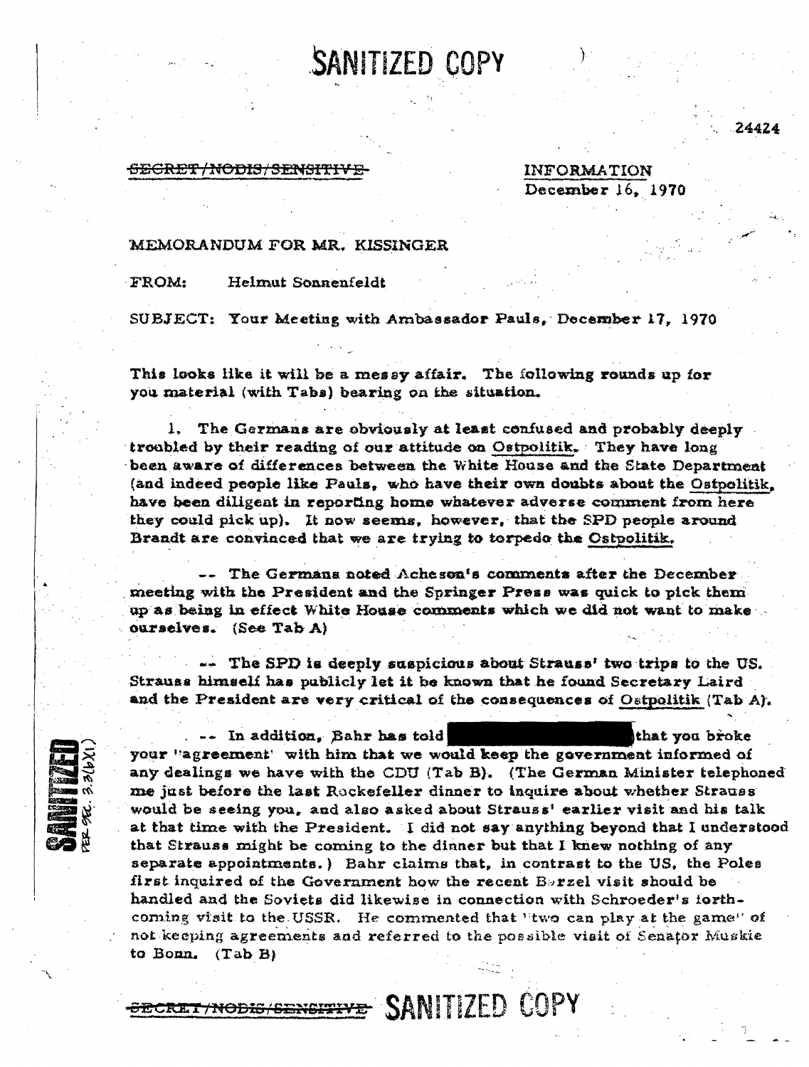SANITIZED COPY

24424

~~SECRET/NODIS/SENSITIVE~~

INFORMATION
December 16, 1970

MEMORANDUM FOR MR. KISSINGER

FROM: Helmut Sonnenfeldt

SUBJECT: Your Meeting with Ambassador Pauls, December 17, 1970

This looks like it will be a messy affair. The following rounds up for you material (with Tabs) bearing on the situation.

1. The Germans are obviously at least confused and probably deeply troubled by their reading of our attitude on Ostpolitik. They have long been aware of differences between the White House and the State Department (and indeed people like Pauls, who have their own doubts about the Ostpolitik, have been diligent in reporting home whatever adverse comment from here they could pick up). It now seems, however, that the SPD people around Brandt are convinced that we are trying to torpedo the Ostpolitik.

-- The Germans noted Acheson's comments after the December meeting with the President and the Springer Press was quick to pick them up as being in effect White House comments which we did not want to make ourselves. (See Tab A)

-- The SPD is deeply suspicious about Strauss' two trips to the US. Strauss himself has publicly let it be known that he found Secretary Laird and the President are very critical of the consequences of Ostpolitik (Tab A).

-- In addition, Bahr has told [REDACTED] that you broke your "agreement" with him that we would keep the government informed of any dealings we have with the CDU (Tab B). (The German Minister telephoned me just before the last Rockefeller dinner to inquire about whether Strauss would be seeing you, and also asked about Strauss' earlier visit and his talk at that time with the President. I did not say anything beyond that I understood that Strauss might be coming to the dinner but that I knew nothing of any separate appointments.) Bahr claims that, in contrast to the US, the Poles first inquired of the Government how the recent Barzel visit should be handled and the Soviets did likewise in connection with Schroeder's forthcoming visit to the USSR. He commented that "two can play at the game" of not keeping agreements and referred to the possible visit of Senator Muskie to Bonn. (Tab B)

SANITIZED PER SEC. 3.3(b)(1)

~~SECRET/NODIS/SENSITIVE~~ SANITIZED COPY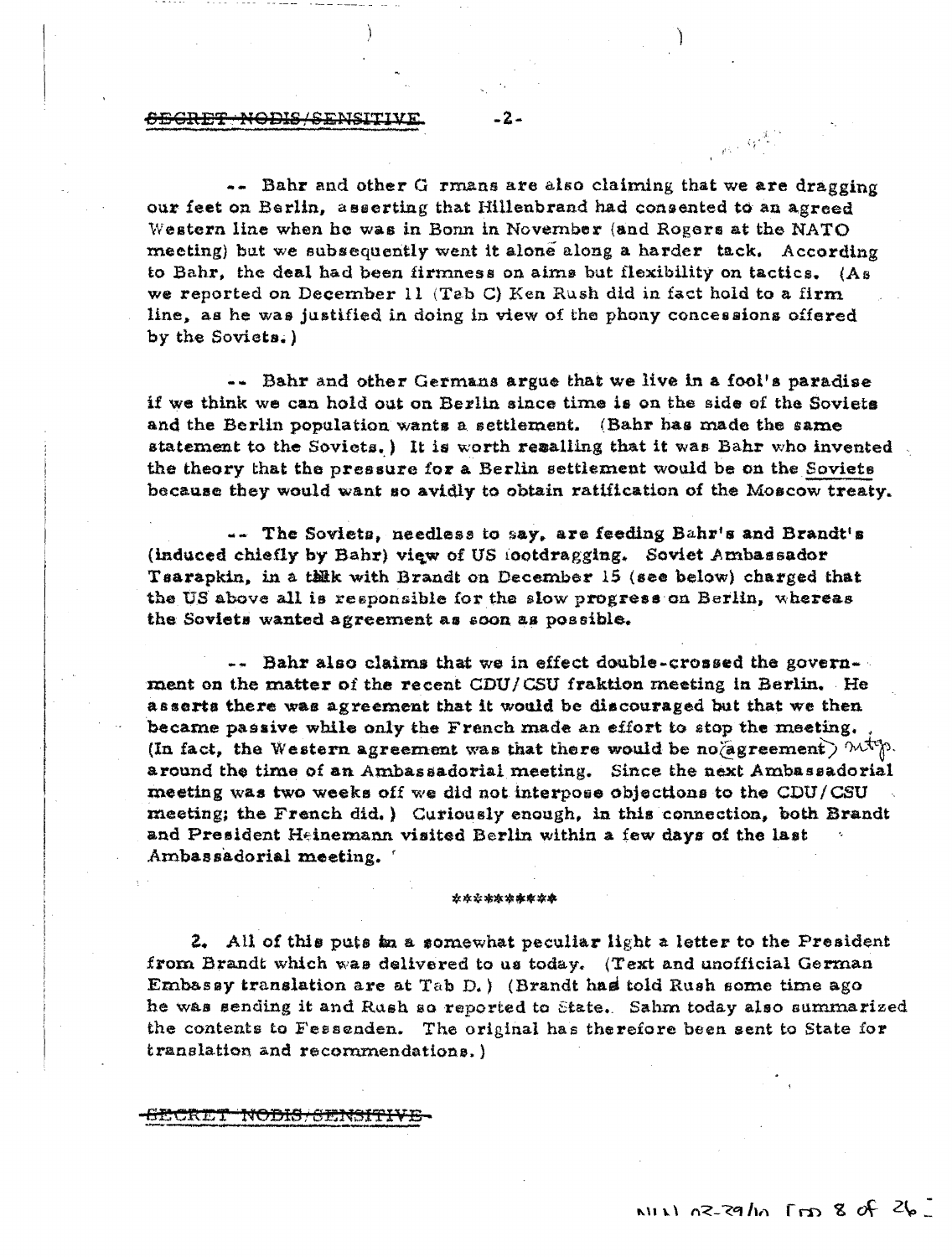~~SECRET NODIS/SENSITIVE~~

-- Bahr and other G rmans are also claiming that we are dragging our feet on Berlin, asserting that Hillenbrand had consented to an agreed Western line when he was in Bonn in November (and Rogers at the NATO meeting) but we subsequently went it alone along a harder tack. According to Bahr, the deal had been firmness on aims but flexibility on tactics. (As we reported on December 11 (Tab C) Ken Rush did in fact hold to a firm line, as he was justified in doing in view of the phony concessions offered by the Soviets.)

-- Bahr and other Germans argue that we live in a fool's paradise if we think we can hold out on Berlin since time is on the side of the Soviets and the Berlin population wants a settlement. (Bahr has made the same statement to the Soviets.) It is worth recalling that it was Bahr who invented the theory that the pressure for a Berlin settlement would be on the Soviets because they would want so avidly to obtain ratification of the Moscow treaty.

-- The Soviets, needless to say, are feeding Bahr's and Brandt's (induced chiefly by Bahr) view of US footdragging. Soviet Ambassador Tsarapkin, in a talk with Brandt on December 15 (see below) charged that the US above all is responsible for the slow progress on Berlin, whereas the Soviets wanted agreement as soon as possible.

-- Bahr also claims that we in effect double-crossed the government on the matter of the recent CDU/CSU fraktion meeting in Berlin. He asserts there was agreement that it would be discouraged but that we then became passive while only the French made an effort to stop the meeting. (In fact, the Western agreement was that there would be no ~~agreement~~ mtgs. around the time of an Ambassadorial meeting. Since the next Ambassadorial meeting was two weeks off we did not interpose objections to the CDU/CSU meeting; the French did.) Curiously enough, in this connection, both Brandt and President Heinemann visited Berlin within a few days of the last Ambassadorial meeting.

\*\*\*\*\*\*\*\*\*\*

2. All of this puts in a somewhat peculiar light a letter to the President from Brandt which was delivered to us today. (Text and unofficial German Embassy translation are at Tab D.) (Brandt had told Rush some time ago he was sending it and Rush so reported to State. Sahm today also summarized the contents to Fessenden. The original has therefore been sent to State for translation and recommendations.)

~~SECRET NODIS/SENSITIVE~~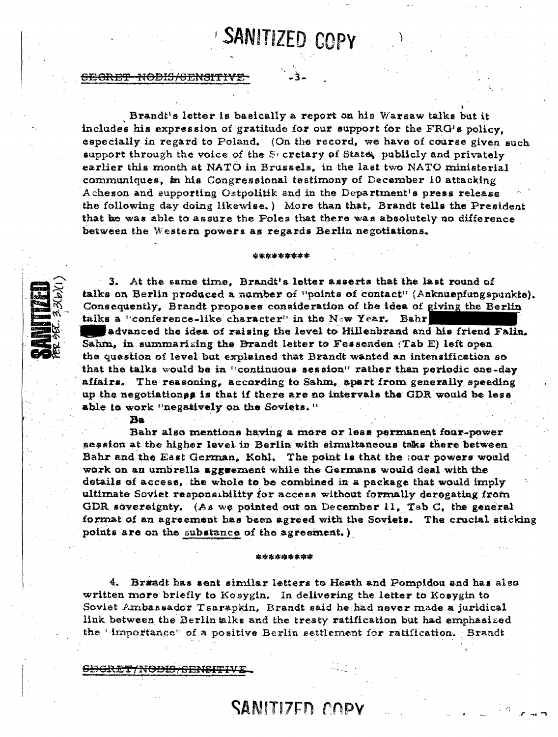SANITIZED COPY

~~SECRET NODIS/SENSITIVE~~

Brandt's letter is basically a report on his Warsaw talks but it includes his expression of gratitude for our support for the FRG's policy, especially in regard to Poland. (On the record, we have of course given such support through the voice of the Secretary of State, publicly and privately earlier this month at NATO in Brussels, in the last two NATO ministerial communiques, in his Congressional testimony of December 10 attacking Acheson and supporting Ostpolitik and in the Department's press release the following day doing likewise.) More than that, Brandt tells the President that he was able to assure the Poles that there was absolutely no difference between the Western powers as regards Berlin negotiations.

\*\*\*\*\*\*\*\*\*

3. At the same time, Brandt's letter asserts that the last round of talks on Berlin produced a number of "points of contact" (Anknuepfungspunkte). Consequently, Brandt proposes consideration of the idea of giving the Berlin talks a "conference-like character" in the New Year. Bahr [REDACTED] advanced the idea of raising the level to Hillenbrand and his friend Falin. Sahm, in summarizing the Brandt letter to Fessenden (Tab E) left open the question of level but explained that Brandt wanted an intensification so that the talks would be in "continuous session" rather than periodic one-day affairs. The reasoning, according to Sahm, apart from generally speeding up the negotiations is that if there are no intervals the GDR would be less able to work "negatively on the Soviets."

Bahr also mentions having a more or less permanent four-power session at the higher level in Berlin with simultaneous talks there between Bahr and the East German, Kohl. The point is that the four powers would work on an umbrella agreement while the Germans would deal with the details of access, the whole to be combined in a package that would imply ultimate Soviet responsibility for access without formally derogating from GDR sovereignty. (As we pointed out on December 11, Tab C, the general format of an agreement has been agreed with the Soviets. The crucial sticking points are on the substance of the agreement.)

\*\*\*\*\*\*\*\*\*

4. Brandt has sent similar letters to Heath and Pompidou and has also written more briefly to Kosygin. In delivering the letter to Kosygin to Soviet Ambassador Tsarapkin, Brandt said he had never made a juridical link between the Berlin talks and the treaty ratification but had emphasized the "importance" of a positive Berlin settlement for ratification. Brandt

~~SECRET/NODIS/SENSITIVE~~

SANITIZED COPY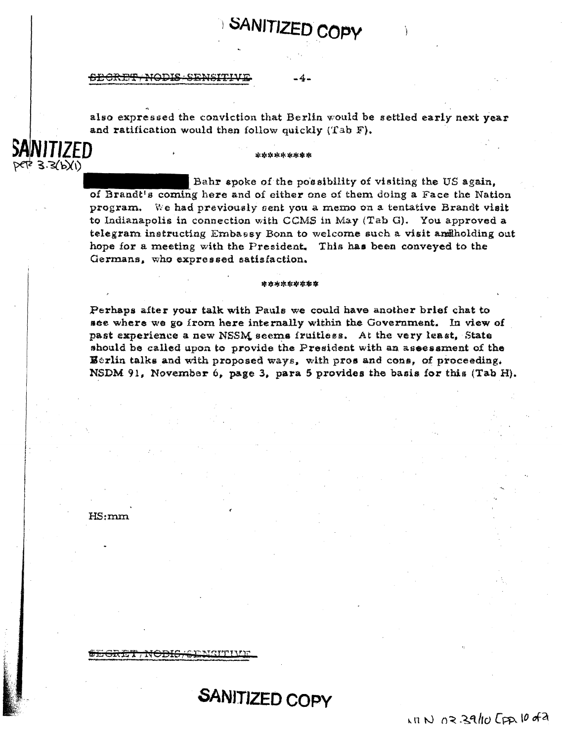SANITIZED COPY

~~SECRET/NODIS-SENSITIVE~~

also expressed the conviction that Berlin would be settled early next year and ratification would then follow quickly (Tab F).

SANITIZED
per 3.3(b)(1)

\*\*\*\*\*\*\*\*\*

█████████ Bahr spoke of the possibility of visiting the US again, of Brandt's coming here and of either one of them doing a Face the Nation program. We had previously sent you a memo on a tentative Brandt visit to Indianapolis in connection with CCMS in May (Tab G). You approved a telegram instructing Embassy Bonn to welcome such a visit and holding out hope for a meeting with the President. This has been conveyed to the Germans, who expressed satisfaction.

\*\*\*\*\*\*\*\*\*

Perhaps after your talk with Pauls we could have another brief chat to see where we go from here internally within the Government. In view of past experience a new NSSM seems fruitless. At the very least, State should be called upon to provide the President with an assessment of the Berlin talks and with proposed ways, with pros and cons, of proceeding. NSDM 91, November 6, page 3, para 5 provides the basis for this (Tab H).

HS:mm

~~SECRET/NODIS/SENSITIVE~~

SANITIZED COPY

NLN 02-39/10 CPA 10 of 2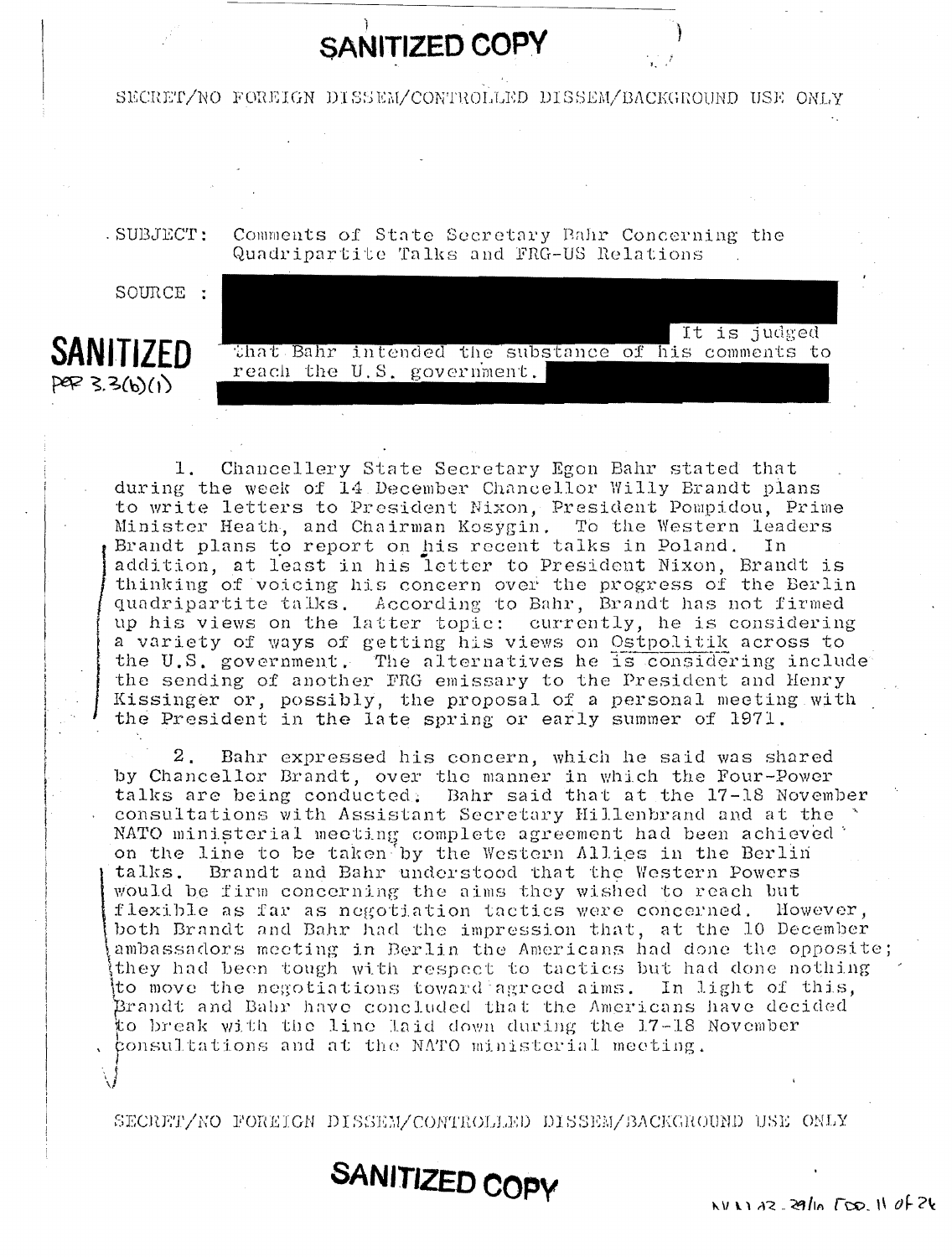**SANITIZED COPY**

SECRET/NO FOREIGN DISSEM/CONTROLLED DISSEM/BACKGROUND USE ONLY

SUBJECT: Comments of State Secretary Bahr Concerning the Quadripartite Talks and FRG-US Relations

SOURCE : It is judged that Bahr intended the substance of his comments to reach the U.S. government.

SANITIZED
PER 3.3(b)(1)

1. Chancellery State Secretary Egon Bahr stated that during the week of 14 December Chancellor Willy Brandt plans to write letters to President Nixon, President Pompidou, Prime Minister Heath, and Chairman Kosygin. To the Western leaders Brandt plans to report on his recent talks in Poland. In addition, at least in his letter to President Nixon, Brandt is thinking of voicing his concern over the progress of the Berlin quadripartite talks. According to Bahr, Brandt has not firmed up his views on the latter topic: currently, he is considering a variety of ways of getting his views on Ostpolitik across to the U.S. government. The alternatives he is considering include the sending of another FRG emissary to the President and Henry Kissinger or, possibly, the proposal of a personal meeting with the President in the late spring or early summer of 1971.

2. Bahr expressed his concern, which he said was shared by Chancellor Brandt, over the manner in which the Four-Power talks are being conducted. Bahr said that at the 17-18 November consultations with Assistant Secretary Hillenbrand and at the NATO ministerial meeting complete agreement had been achieved on the line to be taken by the Western Allies in the Berlin talks. Brandt and Bahr understood that the Western Powers would be firm concerning the aims they wished to reach but flexible as far as negotiation tactics were concerned. However, both Brandt and Bahr had the impression that, at the 10 December ambassadors meeting in Berlin the Americans had done the opposite; they had been tough with respect to tactics but had done nothing to move the negotiations toward agreed aims. In light of this, Brandt and Bahr have concluded that the Americans have decided to break with the line laid down during the 17-18 November consultations and at the NATO ministerial meeting.

SECRET/NO FOREIGN DISSEM/CONTROLLED DISSEM/BACKGROUND USE ONLY

**SANITIZED COPY**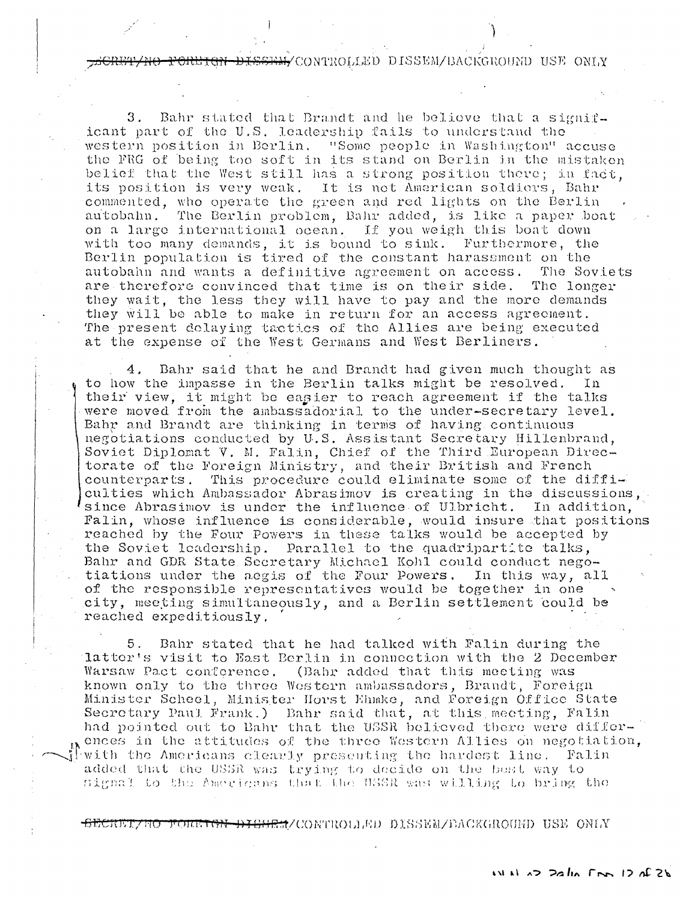3. Bahr stated that Brandt and he believe that a significant part of the U.S. leadership fails to understand the western position in Berlin. "Some people in Washington" accuse the FRG of being too soft in its stand on Berlin in the mistaken belief that the West still has a strong position there; in fact, its position is very weak. It is not American soldiers, Bahr commented, who operate the green and red lights on the Berlin autobahn. The Berlin problem, Bahr added, is like a paper boat on a large international ocean. If you weigh this boat down with too many demands, it is bound to sink. Furthermore, the Berlin population is tired of the constant harassment on the autobahn and wants a definitive agreement on access. The Soviets are therefore convinced that time is on their side. The longer they wait, the less they will have to pay and the more demands they will be able to make in return for an access agreement. The present delaying tactics of the Allies are being executed at the expense of the West Germans and West Berliners.

4. Bahr said that he and Brandt had given much thought as to how the impasse in the Berlin talks might be resolved. In their view, it might be easier to reach agreement if the talks were moved from the ambassadorial to the under-secretary level. Bahr and Brandt are thinking in terms of having continuous negotiations conducted by U.S. Assistant Secretary Hillenbrand, Soviet Diplomat V. M. Falin, Chief of the Third European Directorate of the Foreign Ministry, and their British and French counterparts. This procedure could eliminate some of the difficulties which Ambassador Abrasimov is creating in the discussions, since Abrasimov is under the influence of Ulbricht. In addition, Falin, whose influence is considerable, would insure that positions reached by the Four Powers in these talks would be accepted by the Soviet leadership. Parallel to the quadripartite talks, Bahr and GDR State Secretary Michael Kohl could conduct negotiations under the aegis of the Four Powers. In this way, all of the responsible representatives would be together in one city, meeting simultaneously, and a Berlin settlement could be reached expeditiously.

5. Bahr stated that he had talked with Falin during the latter's visit to East Berlin in connection with the 2 December Warsaw Pact conference. (Bahr added that this meeting was known only to the three Western ambassadors, Brandt, Foreign Minister Scheel, Minister Horst Ehmke, and Foreign Office State Secretary Paul Frank.) Bahr said that, at this meeting, Falin had pointed out to Bahr that the USSR believed there were differences in the attitudes of the three Western Allies on negotiation, with the Americans clearly presenting the hardest line. Falin added that the USSR was trying to decide on the best way to signal to the Americans that the USSR was willing to bring the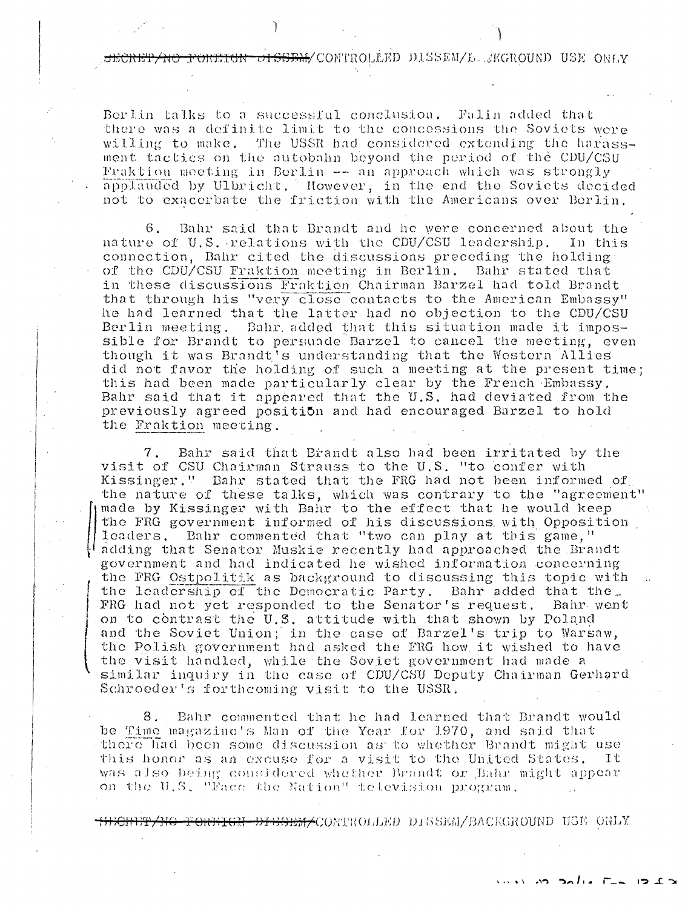Berlin talks to a successful conclusion. Falin added that there was a definite limit to the concessions the Soviets were willing to make. The USSR had considered extending the harassment tactics on the autobahn beyond the period of the CDU/CSU Fraktion meeting in Berlin -- an approach which was strongly applauded by Ulbricht. However, in the end the Soviets decided not to exacerbate the friction with the Americans over Berlin.

6. Bahr said that Brandt and he were concerned about the nature of U.S. relations with the CDU/CSU leadership. In this connection, Bahr cited the discussions preceding the holding of the CDU/CSU Fraktion meeting in Berlin. Bahr stated that in these discussions Fraktion Chairman Barzel had told Brandt that through his "very close contacts to the American Embassy" he had learned that the latter had no objection to the CDU/CSU Berlin meeting. Bahr added that this situation made it impossible for Brandt to persuade Barzel to cancel the meeting, even though it was Brandt's understanding that the Western Allies did not favor the holding of such a meeting at the present time; this had been made particularly clear by the French Embassy. Bahr said that it appeared that the U.S. had deviated from the previously agreed position and had encouraged Barzel to hold the Fraktion meeting.

7. Bahr said that Brandt also had been irritated by the visit of CSU Chairman Strauss to the U.S. "to confer with Kissinger." Bahr stated that the FRG had not been informed of the nature of these talks, which was contrary to the "agreement" made by Kissinger with Bahr to the effect that he would keep the FRG government informed of his discussions with Opposition leaders. Bahr commented that "two can play at this game," adding that Senator Muskie recently had approached the Brandt government and had indicated he wished information concerning the FRG Ostpolitik as background to discussing this topic with the leadership of the Democratic Party. Bahr added that the FRG had not yet responded to the Senator's request. Bahr went on to contrast the U.S. attitude with that shown by Poland and the Soviet Union; in the case of Barzel's trip to Warsaw, the Polish government had asked the FRG how it wished to have the visit handled, while the Soviet government had made a similar inquiry in the case of CDU/CSU Deputy Chairman Gerhard Schroeder's forthcoming visit to the USSR.

8. Bahr commented that he had learned that Brandt would be Time magazine's Man of the Year for 1970, and said that there had been some discussion as to whether Brandt might use this honor as an excuse for a visit to the United States. It was also being considered whether Brandt or Bahr might appear on the U.S. "Face the Nation" television program.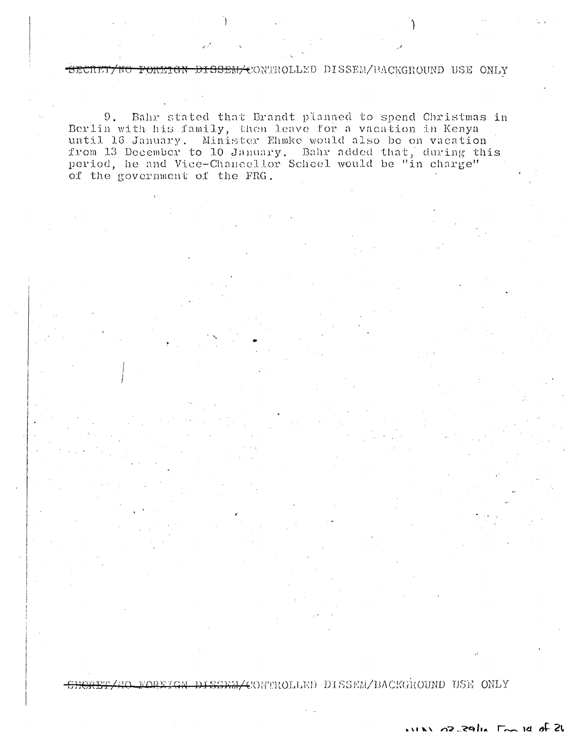~~SECRET/NO FOREIGN DISSEM/~~CONTROLLED DISSEM/BACKGROUND USE ONLY

9. Bahr stated that Brandt planned to spend Christmas in Berlin with his family, then leave for a vacation in Kenya until 16 January. Minister Ehmke would also be on vacation from 13 December to 10 January. Bahr added that, during this period, he and Vice-Chancellor Scheel would be "in charge" of the government of the FRG.

~~SECRET/NO FOREIGN DISSEM/~~CONTROLLED DISSEM/BACKGROUND USE ONLY